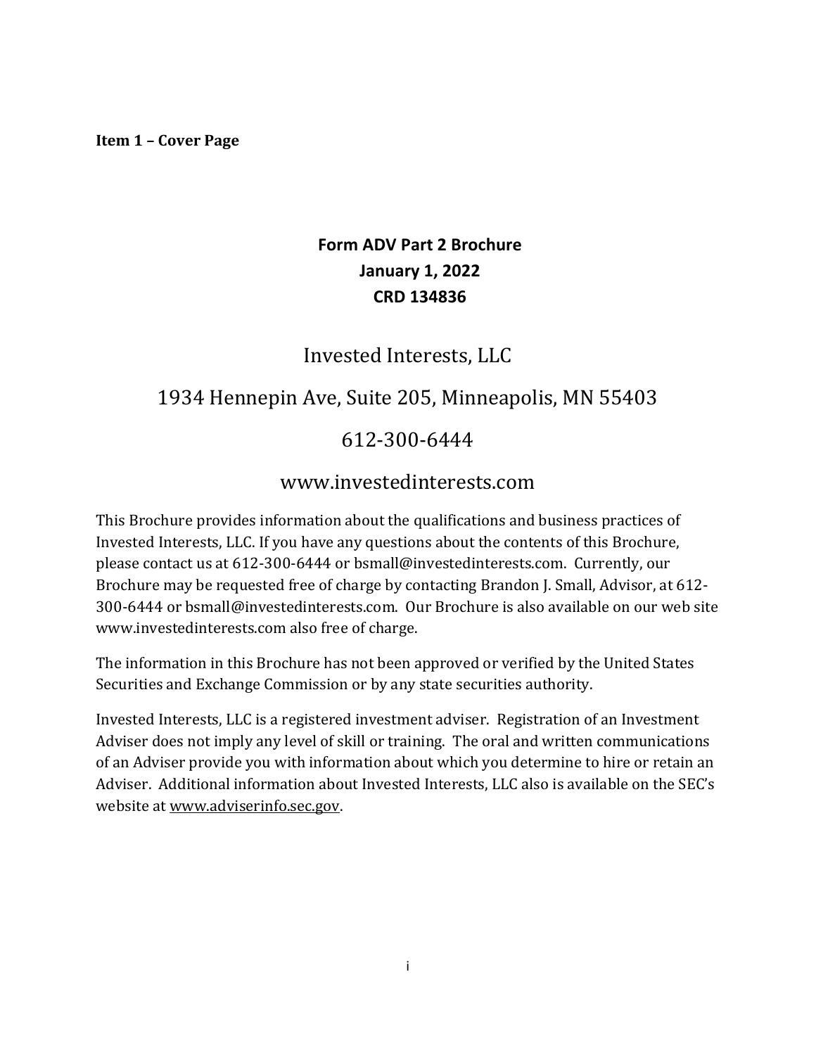**Item 1 – Cover Page**

## Form ADV Part 2 Brochure
## January 1, 2022
## CRD 134836

# Invested Interests, LLC

1934 Hennepin Ave, Suite 205, Minneapolis, MN 55403

612-300-6444

www.investedinterests.com

This Brochure provides information about the qualifications and business practices of Invested Interests, LLC. If you have any questions about the contents of this Brochure, please contact us at 612-300-6444 or bsmall@investedinterests.com. Currently, our Brochure may be requested free of charge by contacting Brandon J. Small, Advisor, at 612-300-6444 or bsmall@investedinterests.com. Our Brochure is also available on our web site www.investedinterests.com also free of charge.

The information in this Brochure has not been approved or verified by the United States Securities and Exchange Commission or by any state securities authority.

Invested Interests, LLC is a registered investment adviser. Registration of an Investment Adviser does not imply any level of skill or training. The oral and written communications of an Adviser provide you with information about which you determine to hire or retain an Adviser. Additional information about Invested Interests, LLC also is available on the SEC's website at www.adviserinfo.sec.gov.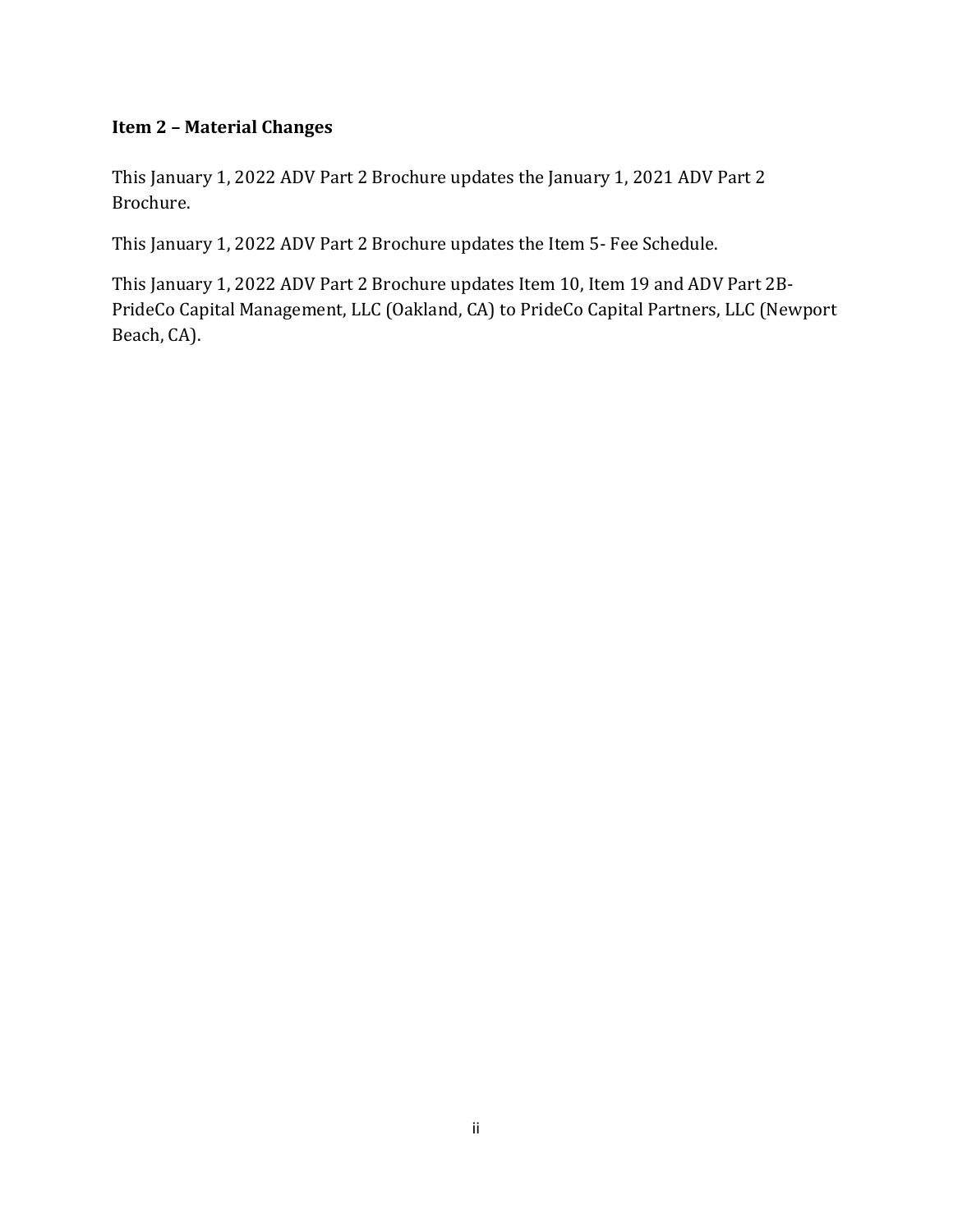## Item 2 – Material Changes

This January 1, 2022 ADV Part 2 Brochure updates the January 1, 2021 ADV Part 2 Brochure.

This January 1, 2022 ADV Part 2 Brochure updates the Item 5- Fee Schedule.

This January 1, 2022 ADV Part 2 Brochure updates Item 10, Item 19 and ADV Part 2B-PrideCo Capital Management, LLC (Oakland, CA) to PrideCo Capital Partners, LLC (Newport Beach, CA).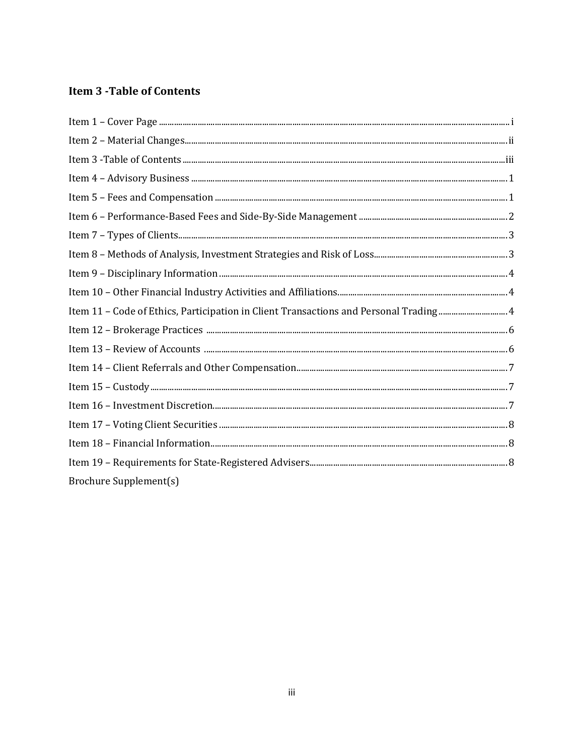## Item 3 -Table of Contents

| | |
|---|---|
| Item 1 – Cover Page | i |
| Item 2 – Material Changes | ii |
| Item 3 -Table of Contents | iii |
| Item 4 – Advisory Business | 1 |
| Item 5 – Fees and Compensation | 1 |
| Item 6 – Performance-Based Fees and Side-By-Side Management | 2 |
| Item 7 – Types of Clients | 3 |
| Item 8 – Methods of Analysis, Investment Strategies and Risk of Loss | 3 |
| Item 9 – Disciplinary Information | 4 |
| Item 10 – Other Financial Industry Activities and Affiliations | 4 |
| Item 11 – Code of Ethics, Participation in Client Transactions and Personal Trading | 4 |
| Item 12 – Brokerage Practices | 6 |
| Item 13 – Review of Accounts | 6 |
| Item 14 – Client Referrals and Other Compensation | 7 |
| Item 15 – Custody | 7 |
| Item 16 – Investment Discretion | 7 |
| Item 17 – Voting Client Securities | 8 |
| Item 18 – Financial Information | 8 |
| Item 19 – Requirements for State-Registered Advisers | 8 |
| Brochure Supplement(s) | |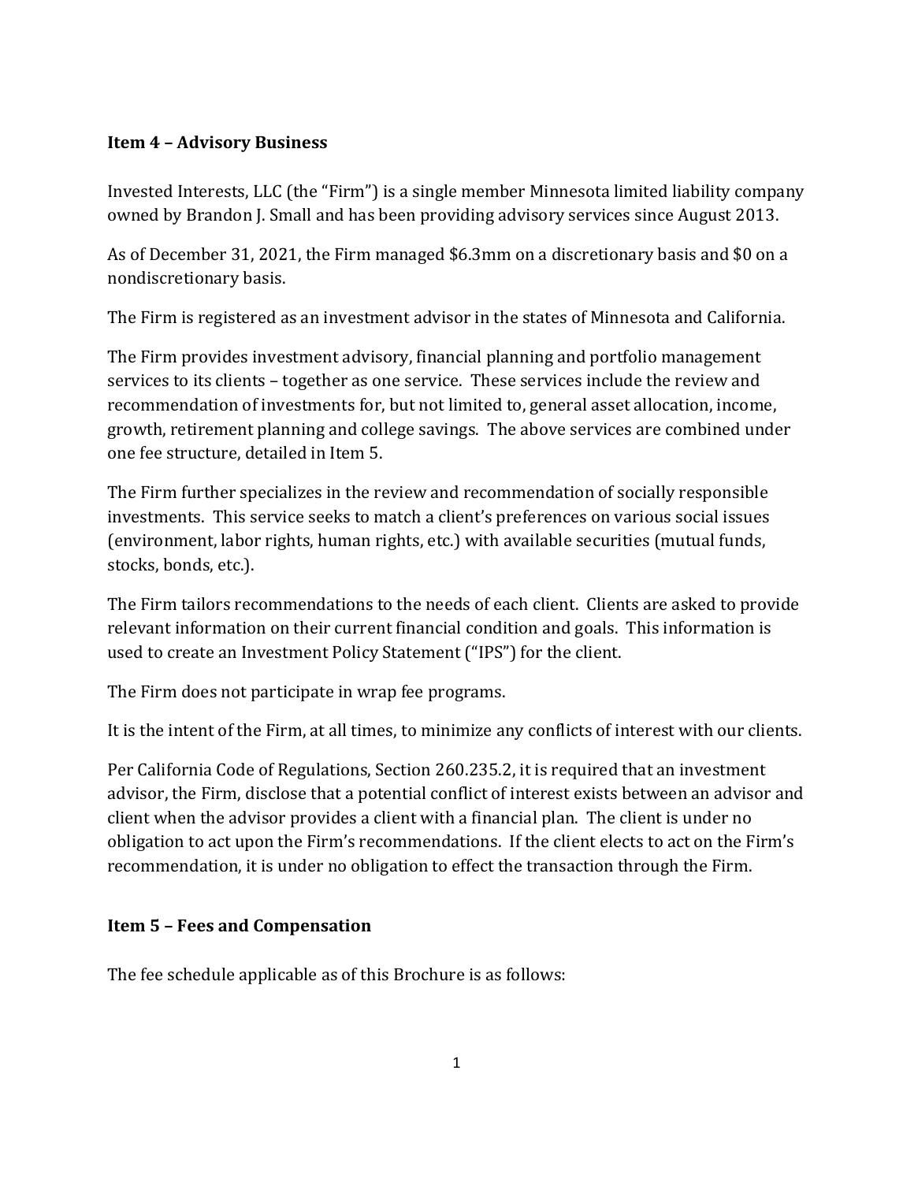## Item 4 – Advisory Business

Invested Interests, LLC (the "Firm") is a single member Minnesota limited liability company owned by Brandon J. Small and has been providing advisory services since August 2013.

As of December 31, 2021, the Firm managed $6.3mm on a discretionary basis and $0 on a nondiscretionary basis.

The Firm is registered as an investment advisor in the states of Minnesota and California.

The Firm provides investment advisory, financial planning and portfolio management services to its clients – together as one service. These services include the review and recommendation of investments for, but not limited to, general asset allocation, income, growth, retirement planning and college savings. The above services are combined under one fee structure, detailed in Item 5.

The Firm further specializes in the review and recommendation of socially responsible investments. This service seeks to match a client's preferences on various social issues (environment, labor rights, human rights, etc.) with available securities (mutual funds, stocks, bonds, etc.).

The Firm tailors recommendations to the needs of each client. Clients are asked to provide relevant information on their current financial condition and goals. This information is used to create an Investment Policy Statement ("IPS") for the client.

The Firm does not participate in wrap fee programs.

It is the intent of the Firm, at all times, to minimize any conflicts of interest with our clients.

Per California Code of Regulations, Section 260.235.2, it is required that an investment advisor, the Firm, disclose that a potential conflict of interest exists between an advisor and client when the advisor provides a client with a financial plan. The client is under no obligation to act upon the Firm's recommendations. If the client elects to act on the Firm's recommendation, it is under no obligation to effect the transaction through the Firm.

## Item 5 – Fees and Compensation

The fee schedule applicable as of this Brochure is as follows: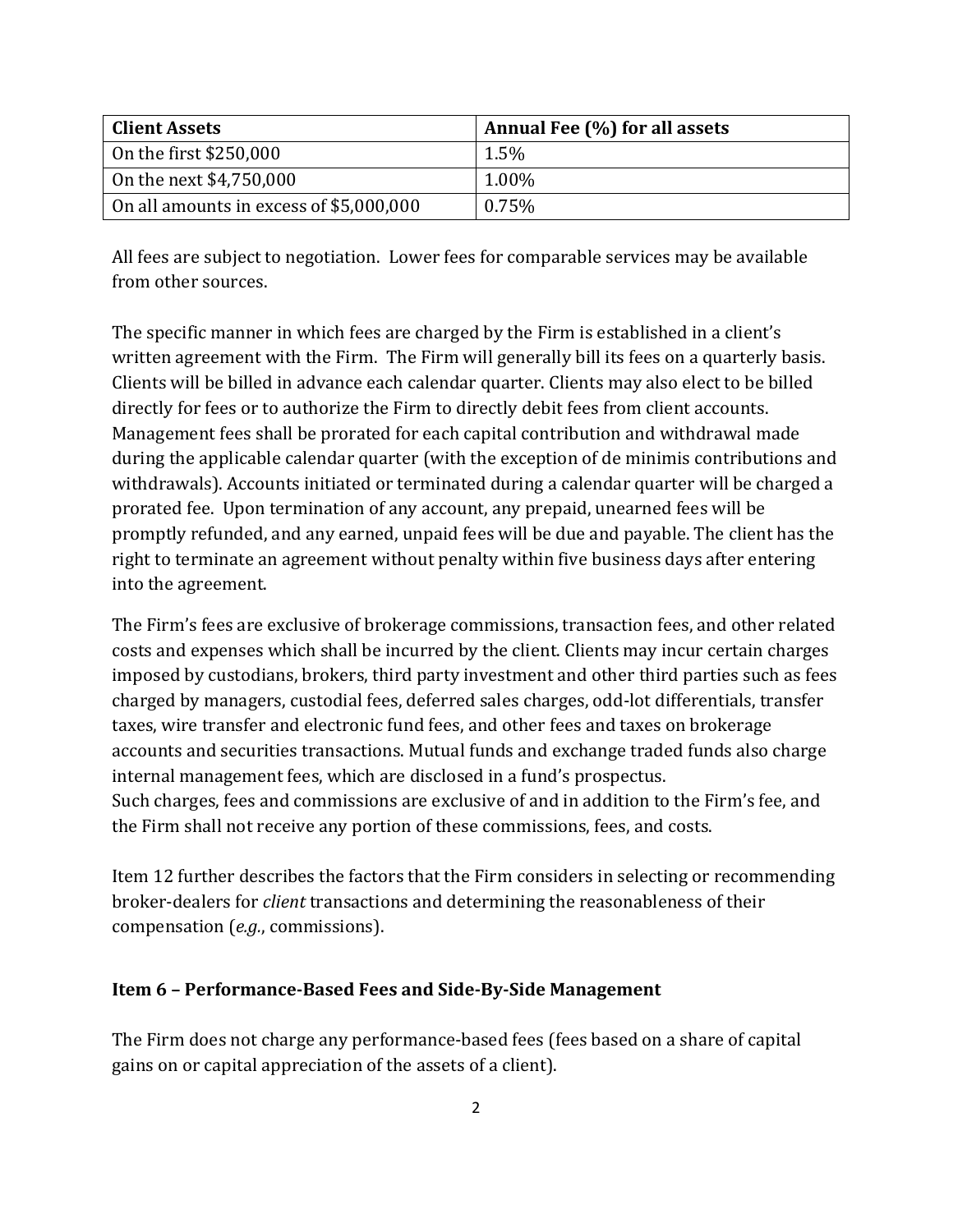| Client Assets | Annual Fee (%) for all assets |
| --- | --- |
| On the first $250,000 | 1.5% |
| On the next $4,750,000 | 1.00% |
| On all amounts in excess of $5,000,000 | 0.75% |

All fees are subject to negotiation. Lower fees for comparable services may be available from other sources.

The specific manner in which fees are charged by the Firm is established in a client's written agreement with the Firm. The Firm will generally bill its fees on a quarterly basis. Clients will be billed in advance each calendar quarter. Clients may also elect to be billed directly for fees or to authorize the Firm to directly debit fees from client accounts. Management fees shall be prorated for each capital contribution and withdrawal made during the applicable calendar quarter (with the exception of de minimis contributions and withdrawals). Accounts initiated or terminated during a calendar quarter will be charged a prorated fee. Upon termination of any account, any prepaid, unearned fees will be promptly refunded, and any earned, unpaid fees will be due and payable. The client has the right to terminate an agreement without penalty within five business days after entering into the agreement.

The Firm's fees are exclusive of brokerage commissions, transaction fees, and other related costs and expenses which shall be incurred by the client. Clients may incur certain charges imposed by custodians, brokers, third party investment and other third parties such as fees charged by managers, custodial fees, deferred sales charges, odd-lot differentials, transfer taxes, wire transfer and electronic fund fees, and other fees and taxes on brokerage accounts and securities transactions. Mutual funds and exchange traded funds also charge internal management fees, which are disclosed in a fund's prospectus.
Such charges, fees and commissions are exclusive of and in addition to the Firm's fee, and the Firm shall not receive any portion of these commissions, fees, and costs.

Item 12 further describes the factors that the Firm considers in selecting or recommending broker-dealers for *client* transactions and determining the reasonableness of their compensation (*e.g.*, commissions).

**Item 6 – Performance-Based Fees and Side-By-Side Management**

The Firm does not charge any performance-based fees (fees based on a share of capital gains on or capital appreciation of the assets of a client).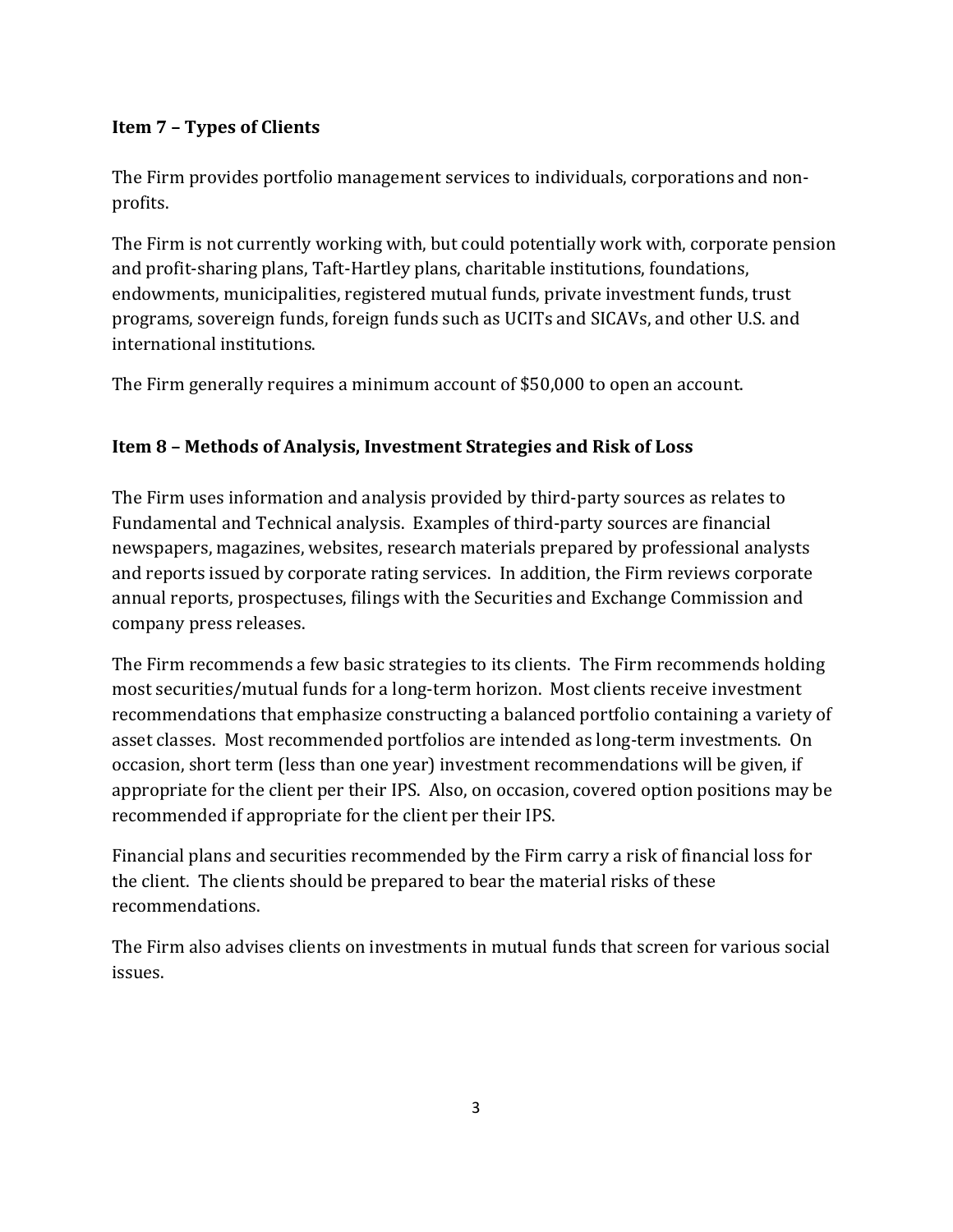## Item 7 – Types of Clients

The Firm provides portfolio management services to individuals, corporations and non-profits.

The Firm is not currently working with, but could potentially work with, corporate pension and profit-sharing plans, Taft-Hartley plans, charitable institutions, foundations, endowments, municipalities, registered mutual funds, private investment funds, trust programs, sovereign funds, foreign funds such as UCITs and SICAVs, and other U.S. and international institutions.

The Firm generally requires a minimum account of $50,000 to open an account.

## Item 8 – Methods of Analysis, Investment Strategies and Risk of Loss

The Firm uses information and analysis provided by third-party sources as relates to Fundamental and Technical analysis. Examples of third-party sources are financial newspapers, magazines, websites, research materials prepared by professional analysts and reports issued by corporate rating services. In addition, the Firm reviews corporate annual reports, prospectuses, filings with the Securities and Exchange Commission and company press releases.

The Firm recommends a few basic strategies to its clients. The Firm recommends holding most securities/mutual funds for a long-term horizon. Most clients receive investment recommendations that emphasize constructing a balanced portfolio containing a variety of asset classes. Most recommended portfolios are intended as long-term investments. On occasion, short term (less than one year) investment recommendations will be given, if appropriate for the client per their IPS. Also, on occasion, covered option positions may be recommended if appropriate for the client per their IPS.

Financial plans and securities recommended by the Firm carry a risk of financial loss for the client. The clients should be prepared to bear the material risks of these recommendations.

The Firm also advises clients on investments in mutual funds that screen for various social issues.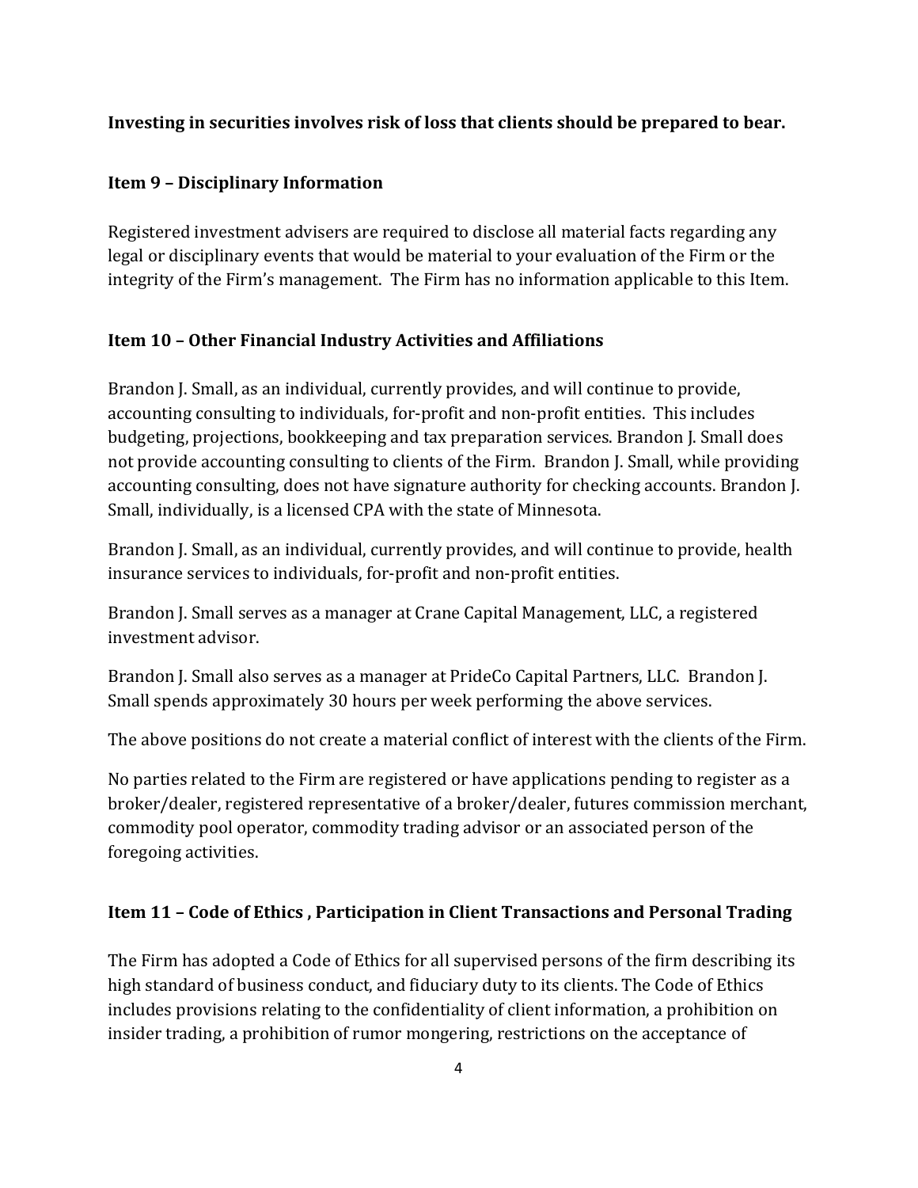**Investing in securities involves risk of loss that clients should be prepared to bear.**

## Item 9 – Disciplinary Information

Registered investment advisers are required to disclose all material facts regarding any legal or disciplinary events that would be material to your evaluation of the Firm or the integrity of the Firm's management. The Firm has no information applicable to this Item.

## Item 10 – Other Financial Industry Activities and Affiliations

Brandon J. Small, as an individual, currently provides, and will continue to provide, accounting consulting to individuals, for-profit and non-profit entities. This includes budgeting, projections, bookkeeping and tax preparation services. Brandon J. Small does not provide accounting consulting to clients of the Firm. Brandon J. Small, while providing accounting consulting, does not have signature authority for checking accounts. Brandon J. Small, individually, is a licensed CPA with the state of Minnesota.

Brandon J. Small, as an individual, currently provides, and will continue to provide, health insurance services to individuals, for-profit and non-profit entities.

Brandon J. Small serves as a manager at Crane Capital Management, LLC, a registered investment advisor.

Brandon J. Small also serves as a manager at PrideCo Capital Partners, LLC. Brandon J. Small spends approximately 30 hours per week performing the above services.

The above positions do not create a material conflict of interest with the clients of the Firm.

No parties related to the Firm are registered or have applications pending to register as a broker/dealer, registered representative of a broker/dealer, futures commission merchant, commodity pool operator, commodity trading advisor or an associated person of the foregoing activities.

## Item 11 – Code of Ethics , Participation in Client Transactions and Personal Trading

The Firm has adopted a Code of Ethics for all supervised persons of the firm describing its high standard of business conduct, and fiduciary duty to its clients. The Code of Ethics includes provisions relating to the confidentiality of client information, a prohibition on insider trading, a prohibition of rumor mongering, restrictions on the acceptance of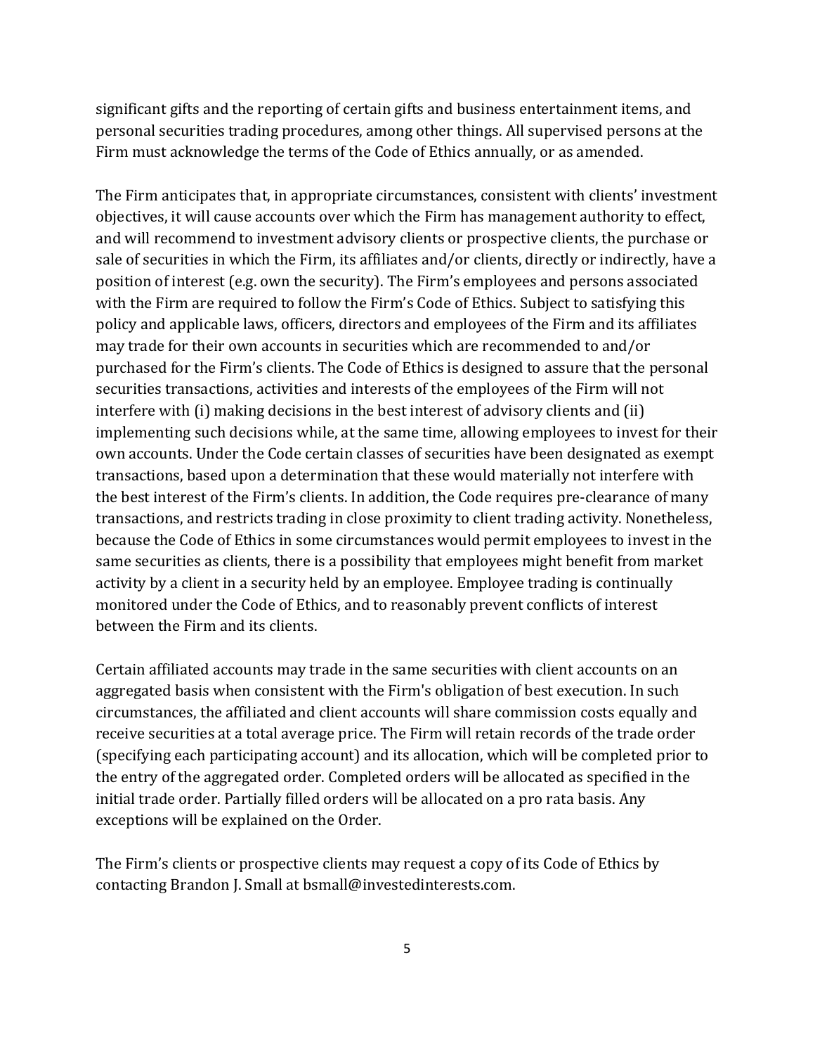significant gifts and the reporting of certain gifts and business entertainment items, and personal securities trading procedures, among other things. All supervised persons at the Firm must acknowledge the terms of the Code of Ethics annually, or as amended.

The Firm anticipates that, in appropriate circumstances, consistent with clients' investment objectives, it will cause accounts over which the Firm has management authority to effect, and will recommend to investment advisory clients or prospective clients, the purchase or sale of securities in which the Firm, its affiliates and/or clients, directly or indirectly, have a position of interest (e.g. own the security). The Firm's employees and persons associated with the Firm are required to follow the Firm's Code of Ethics. Subject to satisfying this policy and applicable laws, officers, directors and employees of the Firm and its affiliates may trade for their own accounts in securities which are recommended to and/or purchased for the Firm's clients. The Code of Ethics is designed to assure that the personal securities transactions, activities and interests of the employees of the Firm will not interfere with (i) making decisions in the best interest of advisory clients and (ii) implementing such decisions while, at the same time, allowing employees to invest for their own accounts. Under the Code certain classes of securities have been designated as exempt transactions, based upon a determination that these would materially not interfere with the best interest of the Firm's clients. In addition, the Code requires pre-clearance of many transactions, and restricts trading in close proximity to client trading activity. Nonetheless, because the Code of Ethics in some circumstances would permit employees to invest in the same securities as clients, there is a possibility that employees might benefit from market activity by a client in a security held by an employee. Employee trading is continually monitored under the Code of Ethics, and to reasonably prevent conflicts of interest between the Firm and its clients.

Certain affiliated accounts may trade in the same securities with client accounts on an aggregated basis when consistent with the Firm's obligation of best execution. In such circumstances, the affiliated and client accounts will share commission costs equally and receive securities at a total average price. The Firm will retain records of the trade order (specifying each participating account) and its allocation, which will be completed prior to the entry of the aggregated order. Completed orders will be allocated as specified in the initial trade order. Partially filled orders will be allocated on a pro rata basis. Any exceptions will be explained on the Order.

The Firm's clients or prospective clients may request a copy of its Code of Ethics by contacting Brandon J. Small at bsmall@investedinterests.com.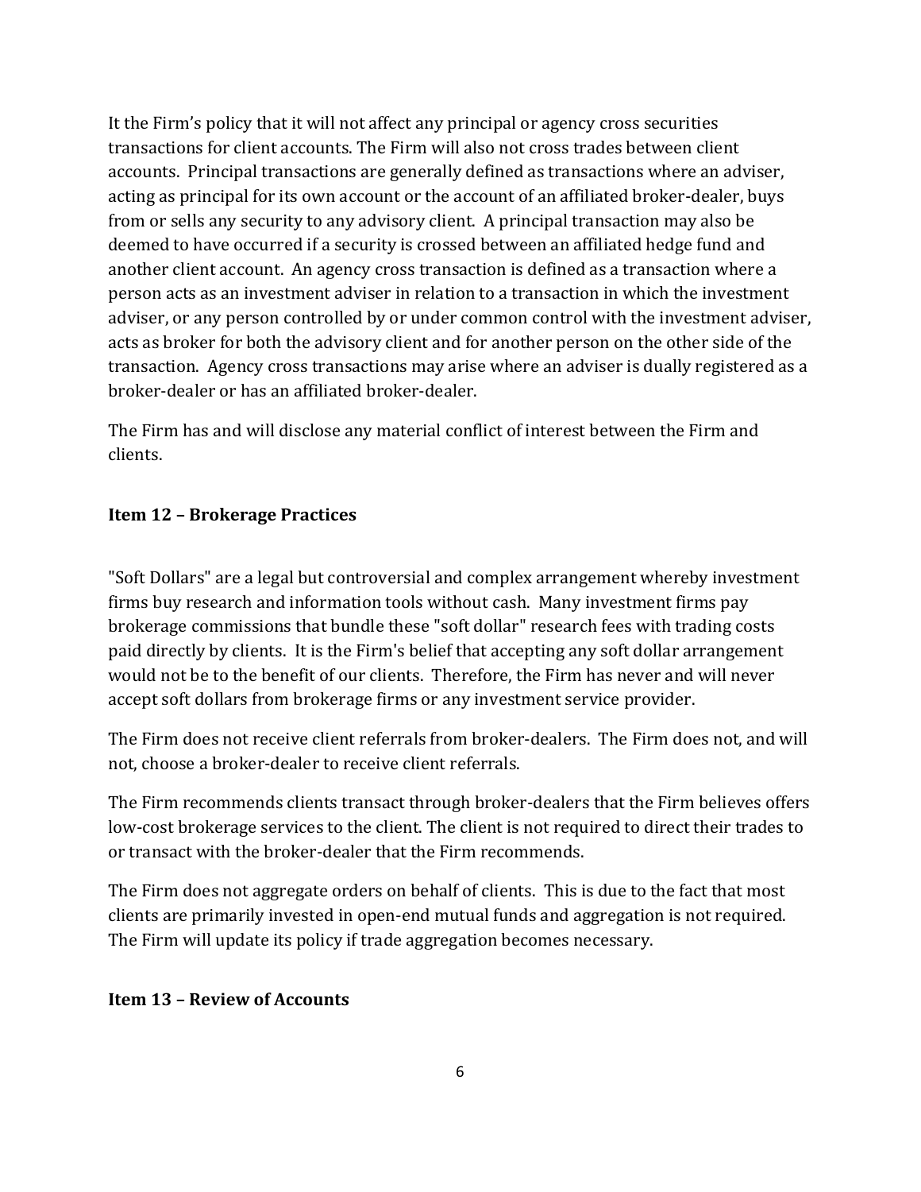It the Firm's policy that it will not affect any principal or agency cross securities transactions for client accounts. The Firm will also not cross trades between client accounts. Principal transactions are generally defined as transactions where an adviser, acting as principal for its own account or the account of an affiliated broker-dealer, buys from or sells any security to any advisory client. A principal transaction may also be deemed to have occurred if a security is crossed between an affiliated hedge fund and another client account. An agency cross transaction is defined as a transaction where a person acts as an investment adviser in relation to a transaction in which the investment adviser, or any person controlled by or under common control with the investment adviser, acts as broker for both the advisory client and for another person on the other side of the transaction. Agency cross transactions may arise where an adviser is dually registered as a broker-dealer or has an affiliated broker-dealer.

The Firm has and will disclose any material conflict of interest between the Firm and clients.

## Item 12 – Brokerage Practices

"Soft Dollars" are a legal but controversial and complex arrangement whereby investment firms buy research and information tools without cash. Many investment firms pay brokerage commissions that bundle these "soft dollar" research fees with trading costs paid directly by clients. It is the Firm's belief that accepting any soft dollar arrangement would not be to the benefit of our clients. Therefore, the Firm has never and will never accept soft dollars from brokerage firms or any investment service provider.

The Firm does not receive client referrals from broker-dealers. The Firm does not, and will not, choose a broker-dealer to receive client referrals.

The Firm recommends clients transact through broker-dealers that the Firm believes offers low-cost brokerage services to the client. The client is not required to direct their trades to or transact with the broker-dealer that the Firm recommends.

The Firm does not aggregate orders on behalf of clients. This is due to the fact that most clients are primarily invested in open-end mutual funds and aggregation is not required. The Firm will update its policy if trade aggregation becomes necessary.

## Item 13 – Review of Accounts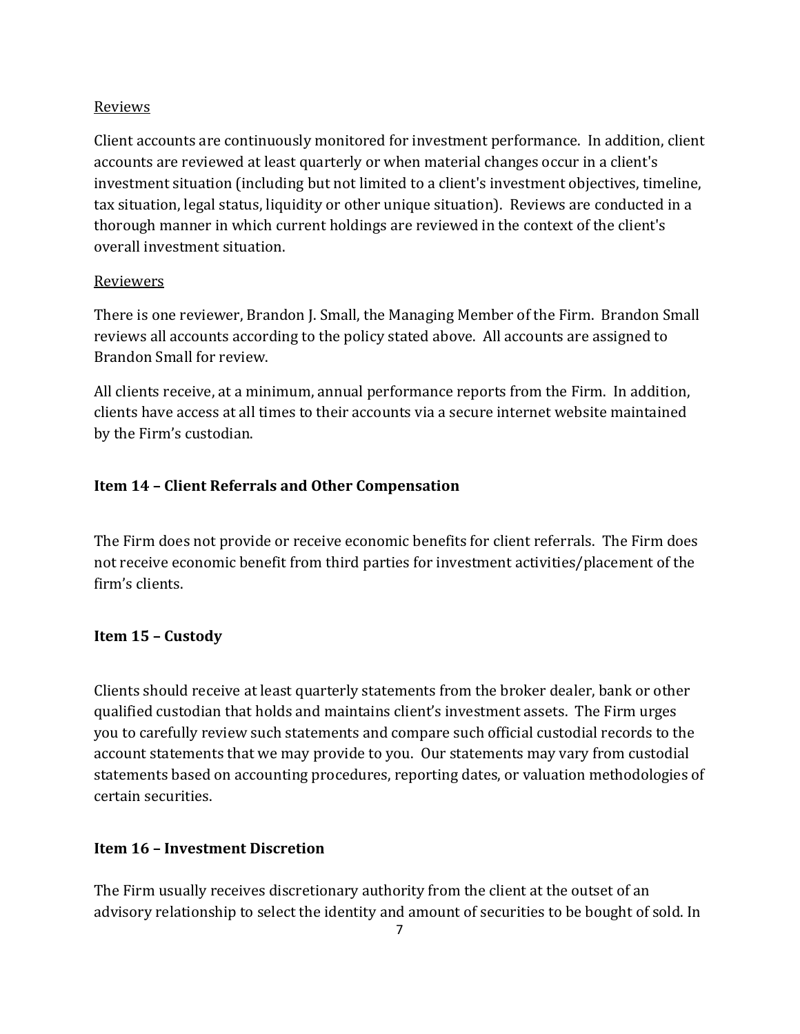Reviews

Client accounts are continuously monitored for investment performance. In addition, client accounts are reviewed at least quarterly or when material changes occur in a client's investment situation (including but not limited to a client's investment objectives, timeline, tax situation, legal status, liquidity or other unique situation). Reviews are conducted in a thorough manner in which current holdings are reviewed in the context of the client's overall investment situation.

Reviewers

There is one reviewer, Brandon J. Small, the Managing Member of the Firm. Brandon Small reviews all accounts according to the policy stated above. All accounts are assigned to Brandon Small for review.

All clients receive, at a minimum, annual performance reports from the Firm. In addition, clients have access at all times to their accounts via a secure internet website maintained by the Firm's custodian.

## Item 14 – Client Referrals and Other Compensation

The Firm does not provide or receive economic benefits for client referrals. The Firm does not receive economic benefit from third parties for investment activities/placement of the firm's clients.

## Item 15 – Custody

Clients should receive at least quarterly statements from the broker dealer, bank or other qualified custodian that holds and maintains client's investment assets. The Firm urges you to carefully review such statements and compare such official custodial records to the account statements that we may provide to you. Our statements may vary from custodial statements based on accounting procedures, reporting dates, or valuation methodologies of certain securities.

## Item 16 – Investment Discretion

The Firm usually receives discretionary authority from the client at the outset of an advisory relationship to select the identity and amount of securities to be bought of sold. In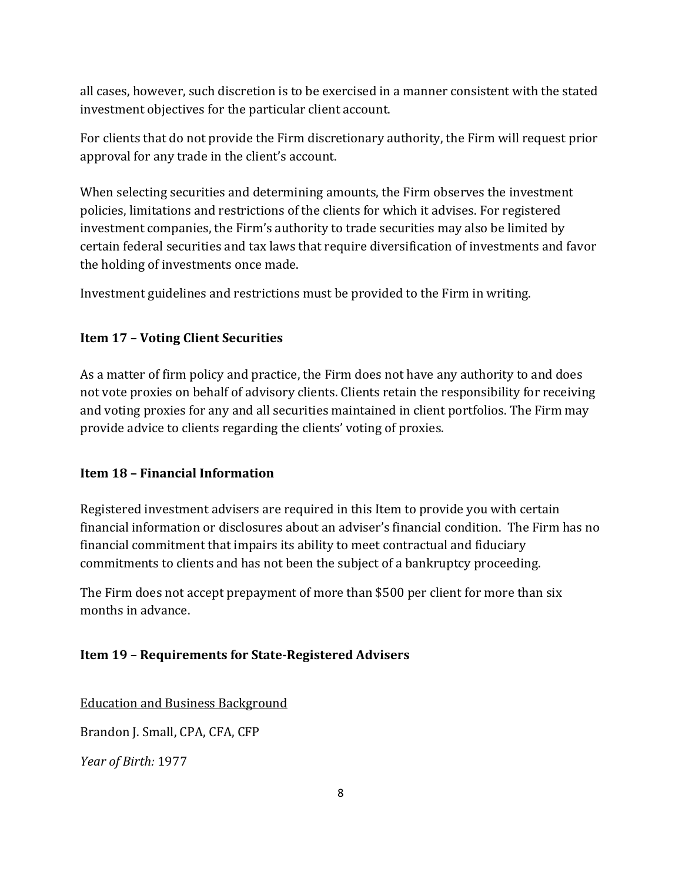all cases, however, such discretion is to be exercised in a manner consistent with the stated investment objectives for the particular client account.

For clients that do not provide the Firm discretionary authority, the Firm will request prior approval for any trade in the client's account.

When selecting securities and determining amounts, the Firm observes the investment policies, limitations and restrictions of the clients for which it advises. For registered investment companies, the Firm's authority to trade securities may also be limited by certain federal securities and tax laws that require diversification of investments and favor the holding of investments once made.

Investment guidelines and restrictions must be provided to the Firm in writing.

## Item 17 – Voting Client Securities

As a matter of firm policy and practice, the Firm does not have any authority to and does not vote proxies on behalf of advisory clients. Clients retain the responsibility for receiving and voting proxies for any and all securities maintained in client portfolios. The Firm may provide advice to clients regarding the clients' voting of proxies.

## Item 18 – Financial Information

Registered investment advisers are required in this Item to provide you with certain financial information or disclosures about an adviser's financial condition. The Firm has no financial commitment that impairs its ability to meet contractual and fiduciary commitments to clients and has not been the subject of a bankruptcy proceeding.

The Firm does not accept prepayment of more than $500 per client for more than six months in advance.

## Item 19 – Requirements for State-Registered Advisers

<u>Education and Business Background</u>

Brandon J. Small, CPA, CFA, CFP

*Year of Birth:* 1977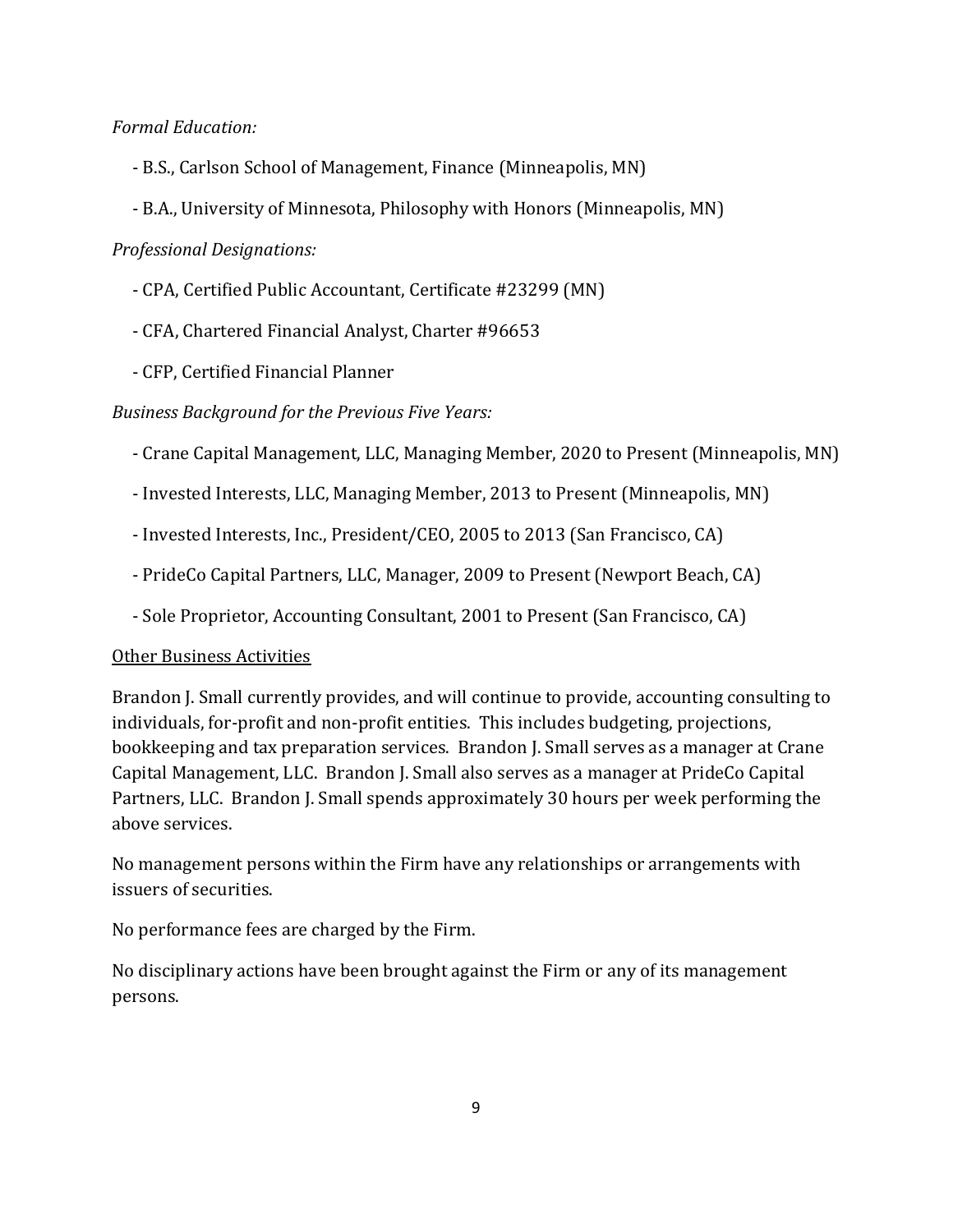*Formal Education:*

- B.S., Carlson School of Management, Finance (Minneapolis, MN)
- B.A., University of Minnesota, Philosophy with Honors (Minneapolis, MN)

*Professional Designations:*

- CPA, Certified Public Accountant, Certificate #23299 (MN)
- CFA, Chartered Financial Analyst, Charter #96653
- CFP, Certified Financial Planner

*Business Background for the Previous Five Years:*

- Crane Capital Management, LLC, Managing Member, 2020 to Present (Minneapolis, MN)
- Invested Interests, LLC, Managing Member, 2013 to Present (Minneapolis, MN)
- Invested Interests, Inc., President/CEO, 2005 to 2013 (San Francisco, CA)
- PrideCo Capital Partners, LLC, Manager, 2009 to Present (Newport Beach, CA)
- Sole Proprietor, Accounting Consultant, 2001 to Present (San Francisco, CA)

<u>Other Business Activities</u>

Brandon J. Small currently provides, and will continue to provide, accounting consulting to individuals, for-profit and non-profit entities. This includes budgeting, projections, bookkeeping and tax preparation services. Brandon J. Small serves as a manager at Crane Capital Management, LLC. Brandon J. Small also serves as a manager at PrideCo Capital Partners, LLC. Brandon J. Small spends approximately 30 hours per week performing the above services.

No management persons within the Firm have any relationships or arrangements with issuers of securities.

No performance fees are charged by the Firm.

No disciplinary actions have been brought against the Firm or any of its management persons.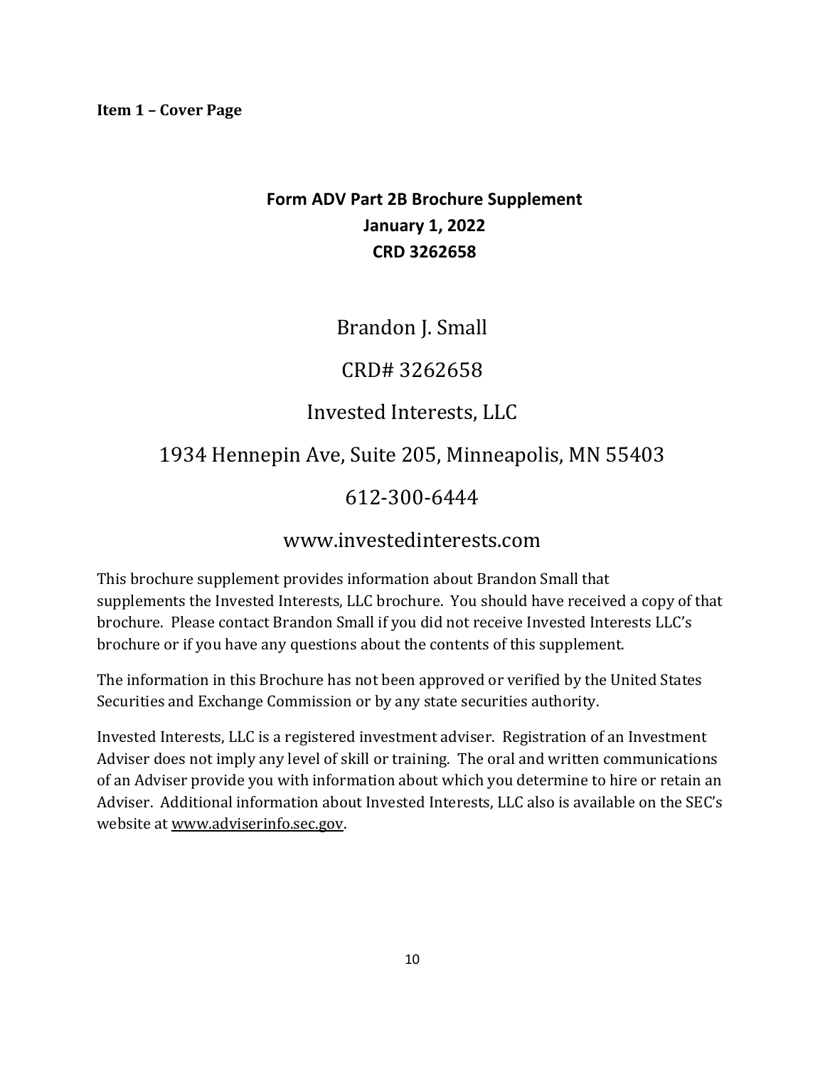**Item 1 – Cover Page**

**Form ADV Part 2B Brochure Supplement**
**January 1, 2022**
**CRD 3262658**

Brandon J. Small

CRD# 3262658

Invested Interests, LLC

1934 Hennepin Ave, Suite 205, Minneapolis, MN 55403

612-300-6444

www.investedinterests.com

This brochure supplement provides information about Brandon Small that supplements the Invested Interests, LLC brochure. You should have received a copy of that brochure. Please contact Brandon Small if you did not receive Invested Interests LLC's brochure or if you have any questions about the contents of this supplement.

The information in this Brochure has not been approved or verified by the United States Securities and Exchange Commission or by any state securities authority.

Invested Interests, LLC is a registered investment adviser. Registration of an Investment Adviser does not imply any level of skill or training. The oral and written communications of an Adviser provide you with information about which you determine to hire or retain an Adviser. Additional information about Invested Interests, LLC also is available on the SEC's website at www.adviserinfo.sec.gov.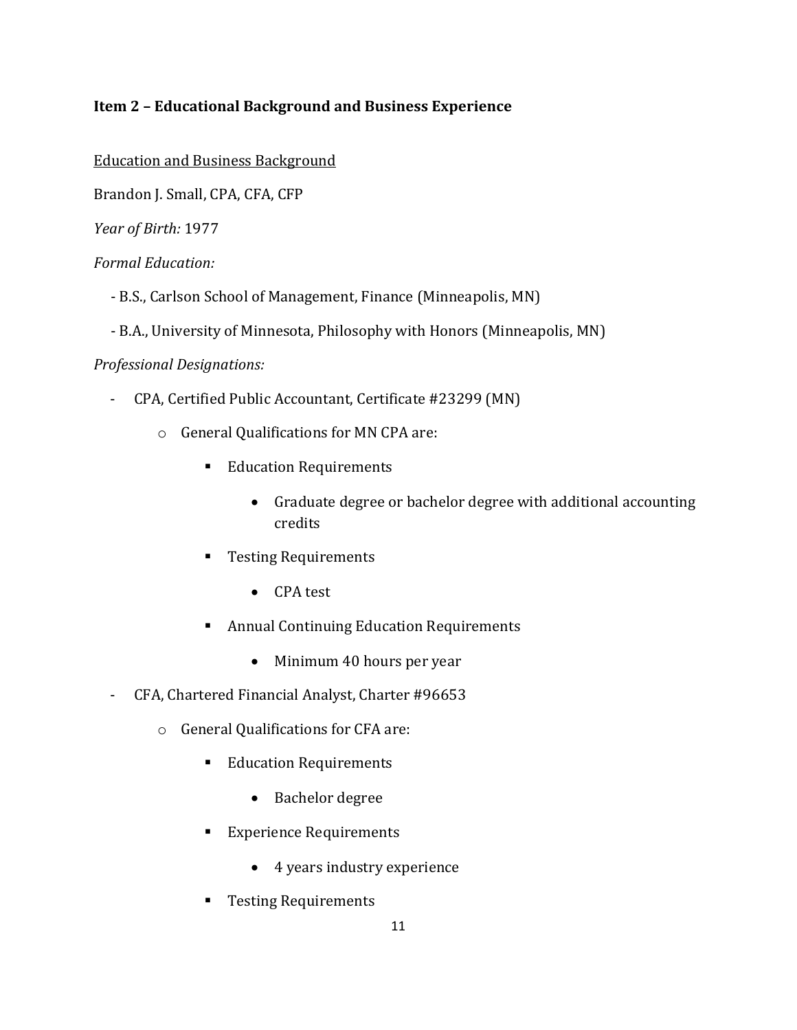**Item 2 – Educational Background and Business Experience**

<u>Education and Business Background</u>

Brandon J. Small, CPA, CFA, CFP

*Year of Birth:* 1977

*Formal Education:*

- B.S., Carlson School of Management, Finance (Minneapolis, MN)
- B.A., University of Minnesota, Philosophy with Honors (Minneapolis, MN)

*Professional Designations:*

- CPA, Certified Public Accountant, Certificate #23299 (MN)
  - General Qualifications for MN CPA are:
    - Education Requirements
      - Graduate degree or bachelor degree with additional accounting credits
    - Testing Requirements
      - CPA test
    - Annual Continuing Education Requirements
      - Minimum 40 hours per year
- CFA, Chartered Financial Analyst, Charter #96653
  - General Qualifications for CFA are:
    - Education Requirements
      - Bachelor degree
    - Experience Requirements
      - 4 years industry experience
    - Testing Requirements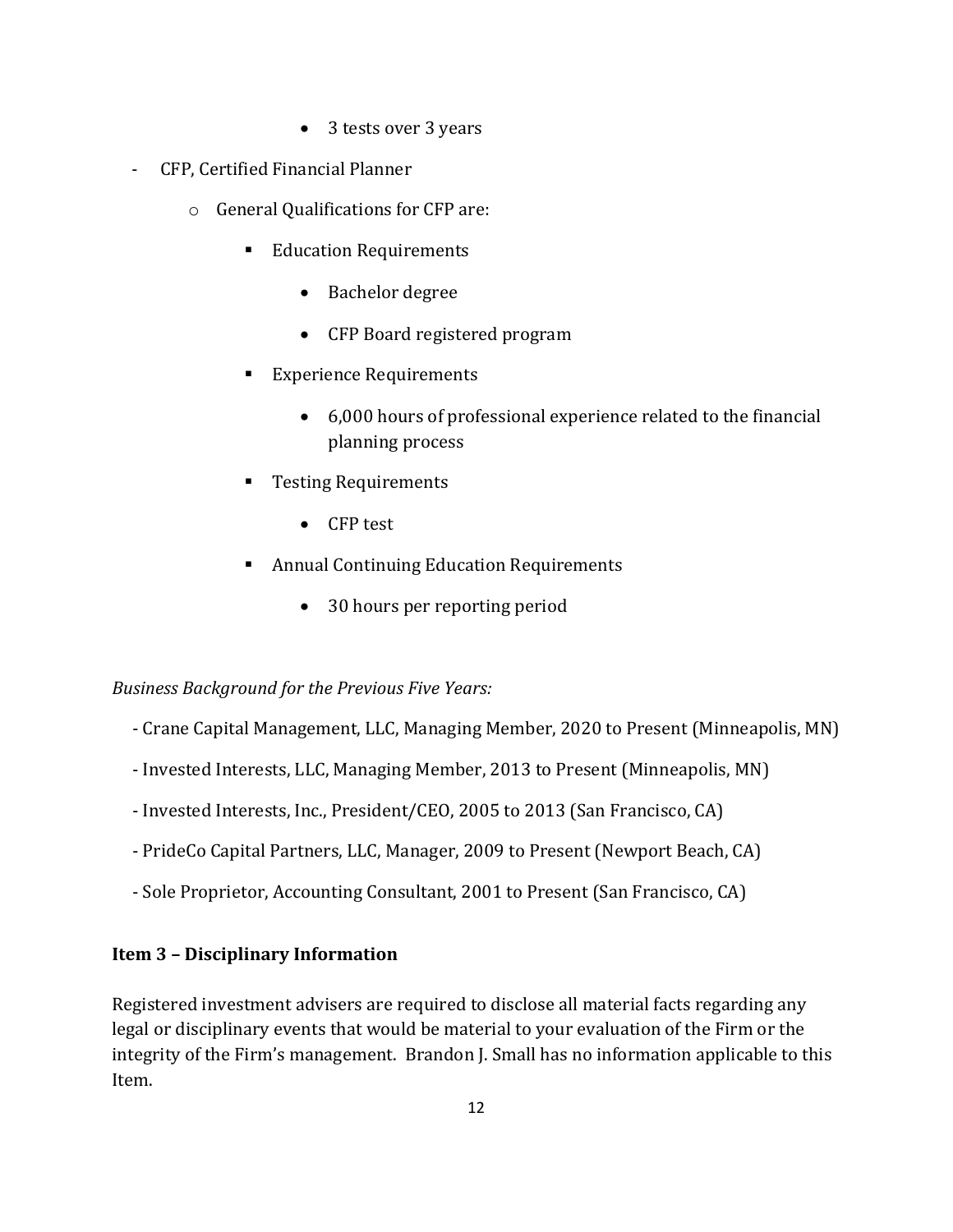- 3 tests over 3 years

- CFP, Certified Financial Planner
    - General Qualifications for CFP are:
        - Education Requirements
            - Bachelor degree
            - CFP Board registered program
        - Experience Requirements
            - 6,000 hours of professional experience related to the financial planning process
        - Testing Requirements
            - CFP test
        - Annual Continuing Education Requirements
            - 30 hours per reporting period

*Business Background for the Previous Five Years:*

- Crane Capital Management, LLC, Managing Member, 2020 to Present (Minneapolis, MN)
- Invested Interests, LLC, Managing Member, 2013 to Present (Minneapolis, MN)
- Invested Interests, Inc., President/CEO, 2005 to 2013 (San Francisco, CA)
- PrideCo Capital Partners, LLC, Manager, 2009 to Present (Newport Beach, CA)
- Sole Proprietor, Accounting Consultant, 2001 to Present (San Francisco, CA)

### Item 3 – Disciplinary Information

Registered investment advisers are required to disclose all material facts regarding any legal or disciplinary events that would be material to your evaluation of the Firm or the integrity of the Firm's management. Brandon J. Small has no information applicable to this Item.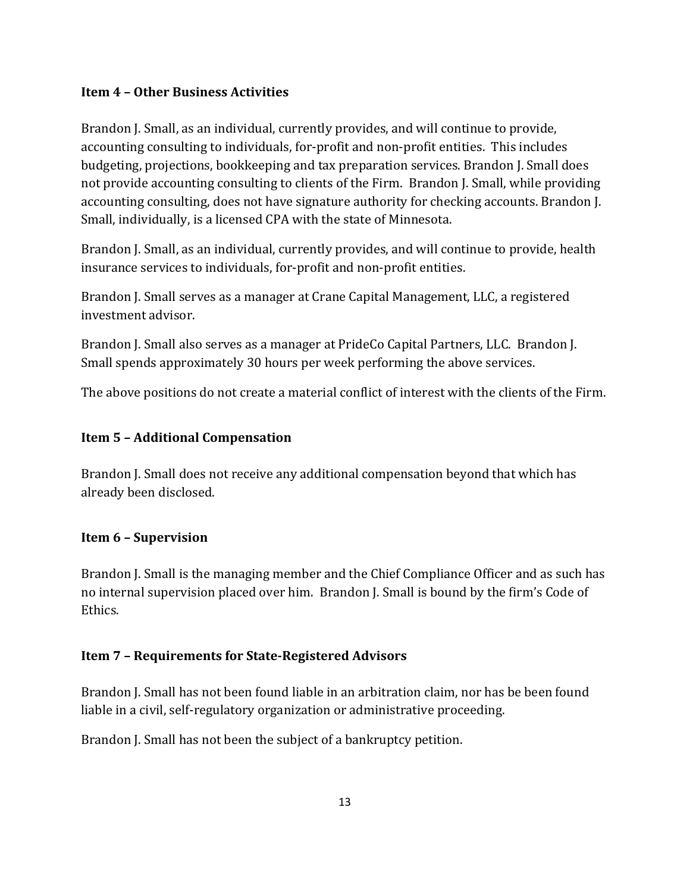### Item 4 – Other Business Activities

Brandon J. Small, as an individual, currently provides, and will continue to provide, accounting consulting to individuals, for-profit and non-profit entities. This includes budgeting, projections, bookkeeping and tax preparation services. Brandon J. Small does not provide accounting consulting to clients of the Firm. Brandon J. Small, while providing accounting consulting, does not have signature authority for checking accounts. Brandon J. Small, individually, is a licensed CPA with the state of Minnesota.

Brandon J. Small, as an individual, currently provides, and will continue to provide, health insurance services to individuals, for-profit and non-profit entities.

Brandon J. Small serves as a manager at Crane Capital Management, LLC, a registered investment advisor.

Brandon J. Small also serves as a manager at PrideCo Capital Partners, LLC. Brandon J. Small spends approximately 30 hours per week performing the above services.

The above positions do not create a material conflict of interest with the clients of the Firm.

### Item 5 – Additional Compensation

Brandon J. Small does not receive any additional compensation beyond that which has already been disclosed.

### Item 6 – Supervision

Brandon J. Small is the managing member and the Chief Compliance Officer and as such has no internal supervision placed over him. Brandon J. Small is bound by the firm's Code of Ethics.

### Item 7 – Requirements for State-Registered Advisors

Brandon J. Small has not been found liable in an arbitration claim, nor has be been found liable in a civil, self-regulatory organization or administrative proceeding.

Brandon J. Small has not been the subject of a bankruptcy petition.